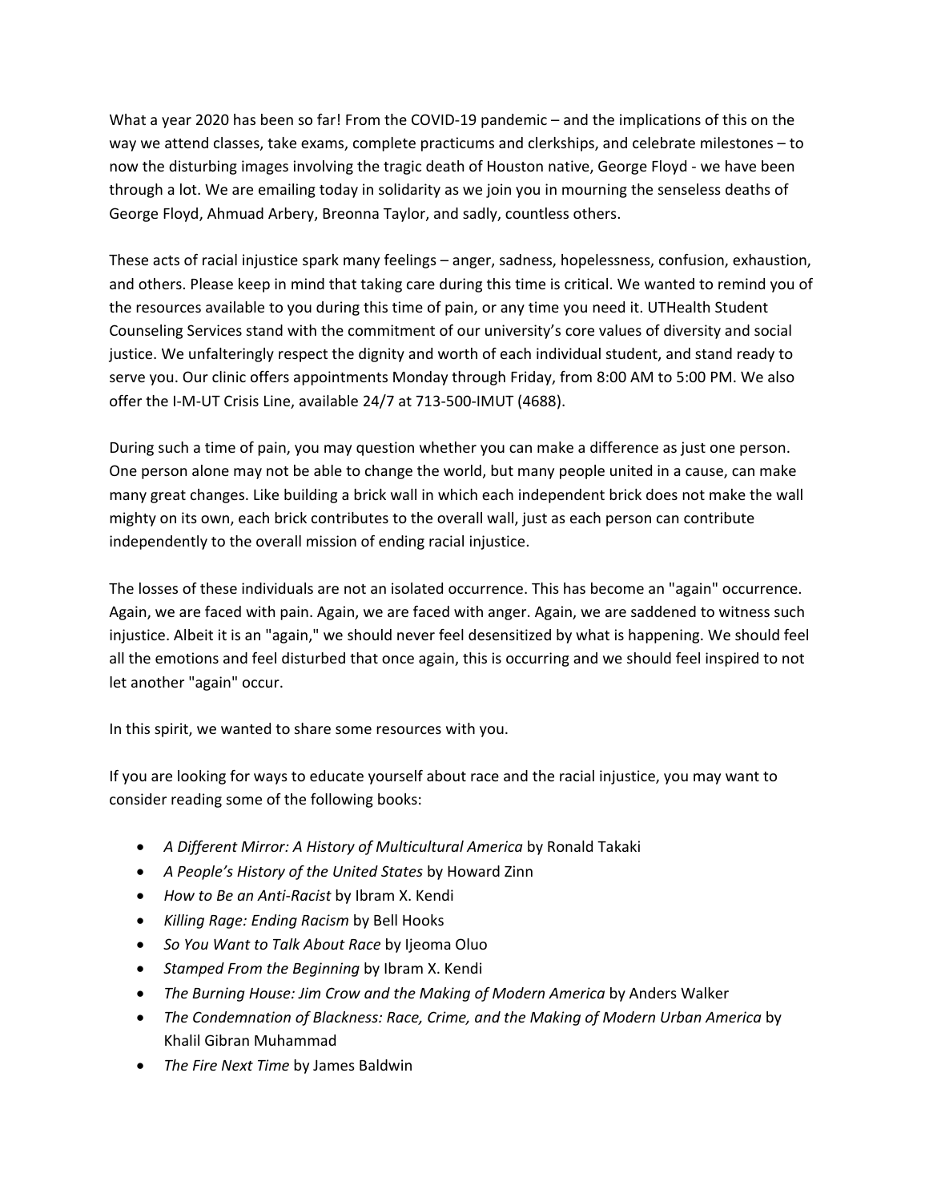What a year 2020 has been so far! From the COVID-19 pandemic – and the implications of this on the way we attend classes, take exams, complete practicums and clerkships, and celebrate milestones – to now the disturbing images involving the tragic death of Houston native, George Floyd - we have been through a lot. We are emailing today in solidarity as we join you in mourning the senseless deaths of George Floyd, Ahmuad Arbery, Breonna Taylor, and sadly, countless others.

These acts of racial injustice spark many feelings – anger, sadness, hopelessness, confusion, exhaustion, and others. Please keep in mind that taking care during this time is critical. We wanted to remind you of the resources available to you during this time of pain, or any time you need it. UTHealth Student Counseling Services stand with the commitment of our university's core values of diversity and social justice. We unfalteringly respect the dignity and worth of each individual student, and stand ready to serve you. Our clinic offers appointments Monday through Friday, from 8:00 AM to 5:00 PM. We also offer the I-M-UT Crisis Line, available 24/7 at 713-500-IMUT (4688).

During such a time of pain, you may question whether you can make a difference as just one person. One person alone may not be able to change the world, but many people united in a cause, can make many great changes. Like building a brick wall in which each independent brick does not make the wall mighty on its own, each brick contributes to the overall wall, just as each person can contribute independently to the overall mission of ending racial injustice.

The losses of these individuals are not an isolated occurrence. This has become an "again" occurrence. Again, we are faced with pain. Again, we are faced with anger. Again, we are saddened to witness such injustice. Albeit it is an "again," we should never feel desensitized by what is happening. We should feel all the emotions and feel disturbed that once again, this is occurring and we should feel inspired to not let another "again" occur.

In this spirit, we wanted to share some resources with you.

If you are looking for ways to educate yourself about race and the racial injustice, you may want to consider reading some of the following books:

- *A Different Mirror: A History of Multicultural America* by Ronald Takaki
- *A People's History of the United States* by Howard Zinn
- *How to Be an Anti-Racist* by Ibram X. Kendi
- *Killing Rage: Ending Racism* by Bell Hooks
- *So You Want to Talk About Race* by Ijeoma Oluo
- *Stamped From the Beginning* by Ibram X. Kendi
- *The Burning House: Jim Crow and the Making of Modern America* by Anders Walker
- *The Condemnation of Blackness: Race, Crime, and the Making of Modern Urban America* by Khalil Gibran Muhammad
- *The Fire Next Time* by James Baldwin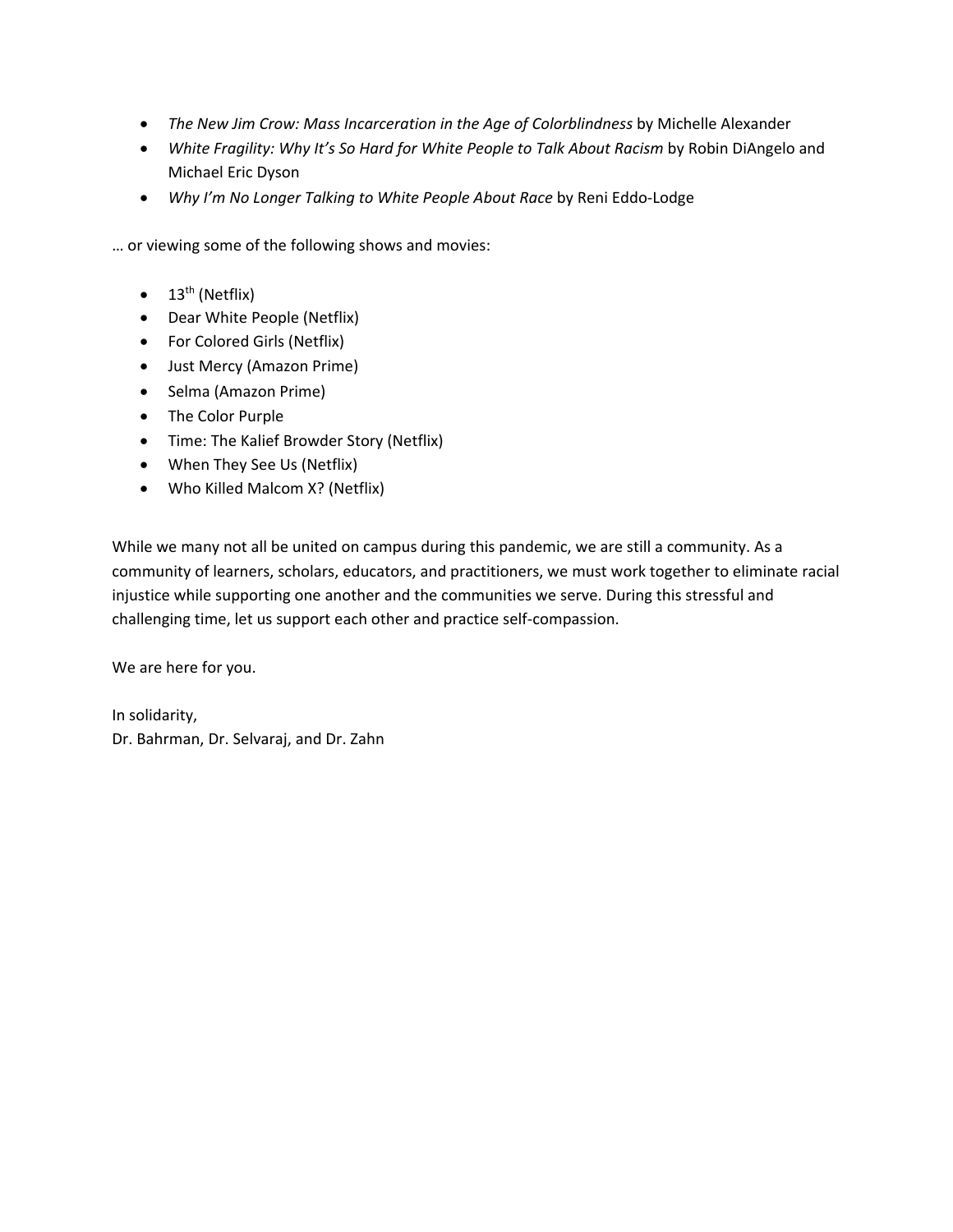- *The New Jim Crow: Mass Incarceration in the Age of Colorblindness* by Michelle Alexander
- *White Fragility: Why It's So Hard for White People to Talk About Racism* by Robin DiAngelo and Michael Eric Dyson
- *Why I'm No Longer Talking to White People About Race* by Reni Eddo-Lodge

… or viewing some of the following shows and movies:

- 13th (Netflix)
- Dear White People (Netflix)
- For Colored Girls (Netflix)
- Just Mercy (Amazon Prime)
- Selma (Amazon Prime)
- The Color Purple
- Time: The Kalief Browder Story (Netflix)
- When They See Us (Netflix)
- Who Killed Malcom X? (Netflix)

While we many not all be united on campus during this pandemic, we are still a community. As a community of learners, scholars, educators, and practitioners, we must work together to eliminate racial injustice while supporting one another and the communities we serve. During this stressful and challenging time, let us support each other and practice self-compassion.

We are here for you.

In solidarity,
Dr. Bahrman, Dr. Selvaraj, and Dr. Zahn